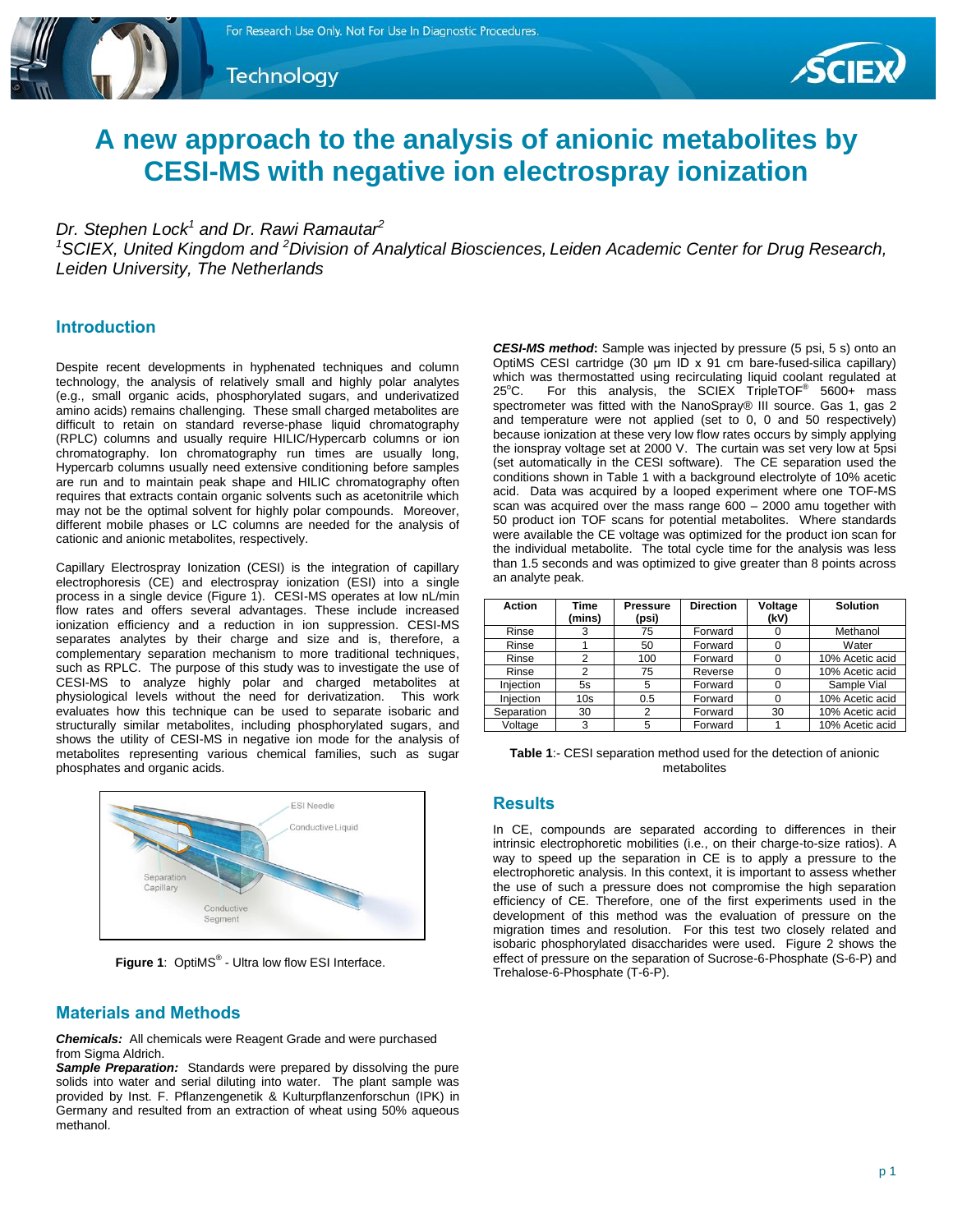# A new approach to the analysis of anionic metabolites by CESI-MS with negative ion electrospray ionization

*Dr. Stephen Lock[1] and Dr. Rawi Ramautar[2]*

*[1]SCIEX, United Kingdom and [2]Division of Analytical Biosciences, Leiden Academic Center for Drug Research, Leiden University, The Netherlands*

## Introduction

Despite recent developments in hyphenated techniques and column technology, the analysis of relatively small and highly polar analytes (e.g., small organic acids, phosphorylated sugars, and underivatized amino acids) remains challenging. These small charged metabolites are difficult to retain on standard reverse-phase liquid chromatography (RPLC) columns and usually require HILIC/Hypercarb columns or ion chromatography. Ion chromatography run times are usually long, Hypercarb columns usually need extensive conditioning before samples are run and to maintain peak shape and HILIC chromatography often requires that extracts contain organic solvents such as acetonitrile which may not be the optimal solvent for highly polar compounds. Moreover, different mobile phases or LC columns are needed for the analysis of cationic and anionic metabolites, respectively.

Capillary Electrospray Ionization (CESI) is the integration of capillary electrophoresis (CE) and electrospray ionization (ESI) into a single process in a single device (Figure 1). CESI-MS operates at low nL/min flow rates and offers several advantages. These include increased ionization efficiency and a reduction in ion suppression. CESI-MS separates analytes by their charge and size and is, therefore, a complementary separation mechanism to more traditional techniques, such as RPLC. The purpose of this study was to investigate the use of CESI-MS to analyze highly polar and charged metabolites at physiological levels without the need for derivatization. This work evaluates how this technique can be used to separate isobaric and structurally similar metabolites, including phosphorylated sugars, and shows the utility of CESI-MS in negative ion mode for the analysis of metabolites representing various chemical families, such as sugar phosphates and organic acids.

**Figure 1**: OptiMS® - Ultra low flow ESI Interface.

## Materials and Methods

***Chemicals:*** All chemicals were Reagent Grade and were purchased from Sigma Aldrich.

***Sample Preparation:*** Standards were prepared by dissolving the pure solids into water and serial diluting into water. The plant sample was provided by Inst. F. Pflanzengenetik & Kulturpflanzenforschun (IPK) in Germany and resulted from an extraction of wheat using 50% aqueous methanol.

***CESI-MS method*:** Sample was injected by pressure (5 psi, 5 s) onto an OptiMS CESI cartridge (30 µm ID x 91 cm bare-fused-silica capillary) which was thermostatted using recirculating liquid coolant regulated at 25°C. For this analysis, the SCIEX TripleTOF® 5600+ mass spectrometer was fitted with the NanoSpray® III source. Gas 1, gas 2 and temperature were not applied (set to 0, 0 and 50 respectively) because ionization at these very low flow rates occurs by simply applying the ionspray voltage set at 2000 V. The curtain was set very low at 5psi (set automatically in the CESI software). The CE separation used the conditions shown in Table 1 with a background electrolyte of 10% acetic acid. Data was acquired by a looped experiment where one TOF-MS scan was acquired over the mass range 600 – 2000 amu together with 50 product ion TOF scans for potential metabolites. Where standards were available the CE voltage was optimized for the product ion scan for the individual metabolite. The total cycle time for the analysis was less than 1.5 seconds and was optimized to give greater than 8 points across an analyte peak.

| Action | Time (mins) | Pressure (psi) | Direction | Voltage (kV) | Solution |
|---|---|---|---|---|---|
| Rinse | 3 | 75 | Forward | 0 | Methanol |
| Rinse | 1 | 50 | Forward | 0 | Water |
| Rinse | 2 | 100 | Forward | 0 | 10% Acetic acid |
| Rinse | 2 | 75 | Reverse | 0 | 10% Acetic acid |
| Injection | 5s | 5 | Forward | 0 | Sample Vial |
| Injection | 10s | 0.5 | Forward | 0 | 10% Acetic acid |
| Separation | 30 | 2 | Forward | 30 | 10% Acetic acid |
| Voltage | 3 | 5 | Forward | 1 | 10% Acetic acid |

**Table 1**:- CESI separation method used for the detection of anionic metabolites

## Results

In CE, compounds are separated according to differences in their intrinsic electrophoretic mobilities (i.e., on their charge-to-size ratios). A way to speed up the separation in CE is to apply a pressure to the electrophoretic analysis. In this context, it is important to assess whether the use of such a pressure does not compromise the high separation efficiency of CE. Therefore, one of the first experiments used in the development of this method was the evaluation of pressure on the migration times and resolution. For this test two closely related and isobaric phosphorylated disaccharides were used. Figure 2 shows the effect of pressure on the separation of Sucrose-6-Phosphate (S-6-P) and Trehalose-6-Phosphate (T-6-P).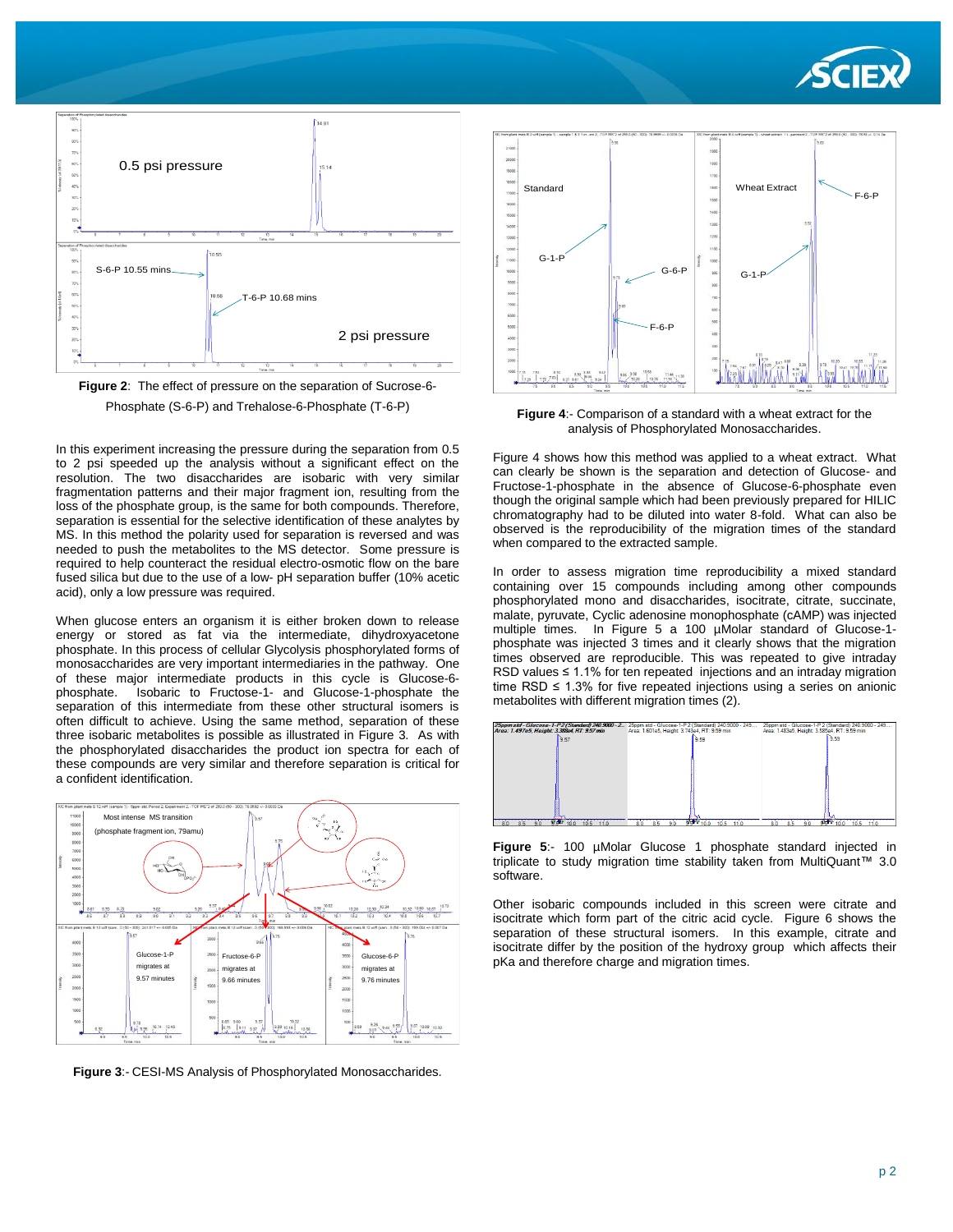**Figure 2**: The effect of pressure on the separation of Sucrose-6-Phosphate (S-6-P) and Trehalose-6-Phosphate (T-6-P)

In this experiment increasing the pressure during the separation from 0.5 to 2 psi speeded up the analysis without a significant effect on the resolution. The two disaccharides are isobaric with very similar fragmentation patterns and their major fragment ion, resulting from the loss of the phosphate group, is the same for both compounds. Therefore, separation is essential for the selective identification of these analytes by MS. In this method the polarity used for separation is reversed and was needed to push the metabolites to the MS detector. Some pressure is required to help counteract the residual electro-osmotic flow on the bare fused silica but due to the use of a low- pH separation buffer (10% acetic acid), only a low pressure was required.

When glucose enters an organism it is either broken down to release energy or stored as fat via the intermediate, dihydroxyacetone phosphate. In this process of cellular Glycolysis phosphorylated forms of monosaccharides are very important intermediaries in the pathway. One of these major intermediate products in this cycle is Glucose-6-phosphate. Isobaric to Fructose-1- and Glucose-1-phosphate the separation of this intermediate from these other structural isomers is often difficult to achieve. Using the same method, separation of these three isobaric metabolites is possible as illustrated in Figure 3. As with the phosphorylated disaccharides the product ion spectra for each of these compounds are very similar and therefore separation is critical for a confident identification.

**Figure 3**:- CESI-MS Analysis of Phosphorylated Monosaccharides.

**Figure 4**:- Comparison of a standard with a wheat extract for the analysis of Phosphorylated Monosaccharides.

Figure 4 shows how this method was applied to a wheat extract. What can clearly be shown is the separation and detection of Glucose- and Fructose-1-phosphate in the absence of Glucose-6-phosphate even though the original sample which had been previously prepared for HILIC chromatography had to be diluted into water 8-fold. What can also be observed is the reproducibility of the migration times of the standard when compared to the extracted sample.

In order to assess migration time reproducibility a mixed standard containing over 15 compounds including among other compounds phosphorylated mono and disaccharides, isocitrate, citrate, succinate, malate, pyruvate, Cyclic adenosine monophosphate (cAMP) was injected multiple times. In Figure 5 a 100 µMolar standard of Glucose-1-phosphate was injected 3 times and it clearly shows that the migration times observed are reproducible. This was repeated to give intraday RSD values ≤ 1.1% for ten repeated injections and an intraday migration time RSD ≤ 1.3% for five repeated injections using a series on anionic metabolites with different migration times (2).

**Figure 5**:- 100 µMolar Glucose 1 phosphate standard injected in triplicate to study migration time stability taken from MultiQuant™ 3.0 software.

Other isobaric compounds included in this screen were citrate and isocitrate which form part of the citric acid cycle. Figure 6 shows the separation of these structural isomers. In this example, citrate and isocitrate differ by the position of the hydroxy group which affects their pKa and therefore charge and migration times.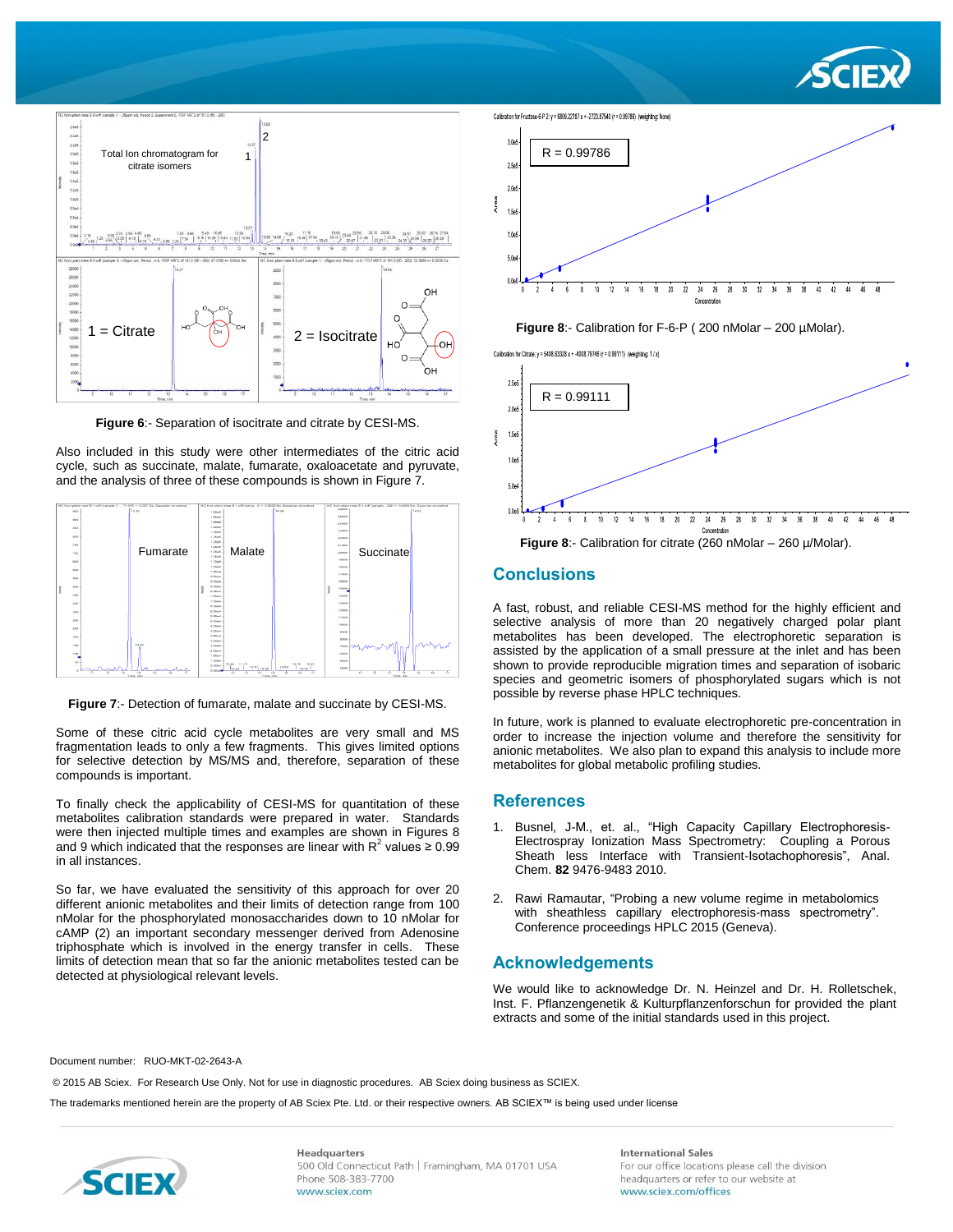Total Ion chromatogram for citrate isomers

1 = Citrate

2 = Isocitrate

**Figure 6**:- Separation of isocitrate and citrate by CESI-MS.

Also included in this study were other intermediates of the citric acid cycle, such as succinate, malate, fumarate, oxaloacetate and pyruvate, and the analysis of three of these compounds is shown in Figure 7.

Fumarate

Malate

Succinate

**Figure 7**:- Detection of fumarate, malate and succinate by CESI-MS.

Some of these citric acid cycle metabolites are very small and MS fragmentation leads to only a few fragments. This gives limited options for selective detection by MS/MS and, therefore, separation of these compounds is important.

To finally check the applicability of CESI-MS for quantitation of these metabolites calibration standards were prepared in water. Standards were then injected multiple times and examples are shown in Figures 8 and 9 which indicated that the responses are linear with $R^2$ values ≥ 0.99 in all instances.

So far, we have evaluated the sensitivity of this approach for over 20 different anionic metabolites and their limits of detection range from 100 nMolar for the phosphorylated monosaccharides down to 10 nMolar for cAMP (2) an important secondary messenger derived from Adenosine triphosphate which is involved in the energy transfer in cells. These limits of detection mean that so far the anionic metabolites tested can be detected at physiological relevant levels.

R = 0.99786

**Figure 8**:- Calibration for F-6-P ( 200 nMolar – 200 µMolar).

R = 0.99111

**Figure 8**:- Calibration for citrate (260 nMolar – 260 µ/Molar).

## Conclusions

A fast, robust, and reliable CESI-MS method for the highly efficient and selective analysis of more than 20 negatively charged polar plant metabolites has been developed. The electrophoretic separation is assisted by the application of a small pressure at the inlet and has been shown to provide reproducible migration times and separation of isobaric species and geometric isomers of phosphorylated sugars which is not possible by reverse phase HPLC techniques.

In future, work is planned to evaluate electrophoretic pre-concentration in order to increase the injection volume and therefore the sensitivity for anionic metabolites. We also plan to expand this analysis to include more metabolites for global metabolic profiling studies.

## References

1. Busnel, J-M., et. al., "High Capacity Capillary Electrophoresis-Electrospray Ionization Mass Spectrometry: Coupling a Porous Sheath less Interface with Transient-Isotachophoresis", Anal. Chem. **82** 9476-9483 2010.

2. Rawi Ramautar, "Probing a new volume regime in metabolomics with sheathless capillary electrophoresis-mass spectrometry". Conference proceedings HPLC 2015 (Geneva).

## Acknowledgements

We would like to acknowledge Dr. N. Heinzel and Dr. H. Rolletschek, Inst. F. Pflanzengenetik & Kulturpflanzenforschun for provided the plant extracts and some of the initial standards used in this project.

Document number: RUO-MKT-02-2643-A

© 2015 AB Sciex. For Research Use Only. Not for use in diagnostic procedures. AB Sciex doing business as SCIEX.

The trademarks mentioned herein are the property of AB Sciex Pte. Ltd. or their respective owners. AB SCIEX™ is being used under license

**Headquarters**
500 Old Connecticut Path | Framingham, MA 01701 USA
Phone 508-383-7700
www.sciex.com

**International Sales**
For our office locations please call the division headquarters or refer to our website at
www.sciex.com/offices